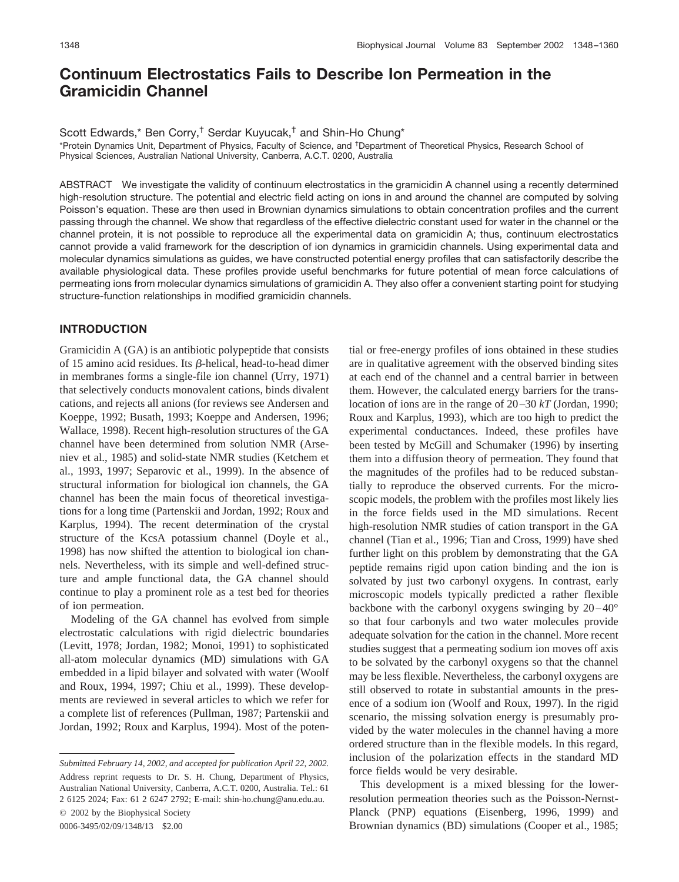# Continuum Electrostatics Fails to Describe Ion Permeation in the Gramicidin Channel

Scott Edwards,* Ben Corry,† Serdar Kuyucak,† and Shin-Ho Chung*

*Protein Dynamics Unit, Department of Physics, Faculty of Science, and †Department of Theoretical Physics, Research School of Physical Sciences, Australian National University, Canberra, A.C.T. 0200, Australia

ABSTRACT We investigate the validity of continuum electrostatics in the gramicidin A channel using a recently determined high-resolution structure. The potential and electric field acting on ions in and around the channel are computed by solving Poisson's equation. These are then used in Brownian dynamics simulations to obtain concentration profiles and the current passing through the channel. We show that regardless of the effective dielectric constant used for water in the channel or the channel protein, it is not possible to reproduce all the experimental data on gramicidin A; thus, continuum electrostatics cannot provide a valid framework for the description of ion dynamics in gramicidin channels. Using experimental data and molecular dynamics simulations as guides, we have constructed potential energy profiles that can satisfactorily describe the available physiological data. These profiles provide useful benchmarks for future potential of mean force calculations of permeating ions from molecular dynamics simulations of gramicidin A. They also offer a convenient starting point for studying structure-function relationships in modified gramicidin channels.

## INTRODUCTION

Gramicidin A (GA) is an antibiotic polypeptide that consists of 15 amino acid residues. Its $\beta$-helical, head-to-head dimer in membranes forms a single-file ion channel (Urry, 1971) that selectively conducts monovalent cations, binds divalent cations, and rejects all anions (for reviews see Andersen and Koeppe, 1992; Busath, 1993; Koeppe and Andersen, 1996; Wallace, 1998). Recent high-resolution structures of the GA channel have been determined from solution NMR (Arseniev et al., 1985) and solid-state NMR studies (Ketchem et al., 1993, 1997; Separovic et al., 1999). In the absence of structural information for biological ion channels, the GA channel has been the main focus of theoretical investigations for a long time (Partenskii and Jordan, 1992; Roux and Karplus, 1994). The recent determination of the crystal structure of the KcsA potassium channel (Doyle et al., 1998) has now shifted the attention to biological ion channels. Nevertheless, with its simple and well-defined structure and ample functional data, the GA channel should continue to play a prominent role as a test bed for theories of ion permeation.

Modeling of the GA channel has evolved from simple electrostatic calculations with rigid dielectric boundaries (Levitt, 1978; Jordan, 1982; Monoi, 1991) to sophisticated all-atom molecular dynamics (MD) simulations with GA embedded in a lipid bilayer and solvated with water (Woolf and Roux, 1994, 1997; Chiu et al., 1999). These developments are reviewed in several articles to which we refer for a complete list of references (Pullman, 1987; Partenskii and Jordan, 1992; Roux and Karplus, 1994). Most of the potential or free-energy profiles of ions obtained in these studies are in qualitative agreement with the observed binding sites at each end of the channel and a central barrier in between them. However, the calculated energy barriers for the translocation of ions are in the range of 20–30 $kT$ (Jordan, 1990; Roux and Karplus, 1993), which are too high to predict the experimental conductances. Indeed, these profiles have been tested by McGill and Schumaker (1996) by inserting them into a diffusion theory of permeation. They found that the magnitudes of the profiles had to be reduced substantially to reproduce the observed currents. For the microscopic models, the problem with the profiles most likely lies in the force fields used in the MD simulations. Recent high-resolution NMR studies of cation transport in the GA channel (Tian et al., 1996; Tian and Cross, 1999) have shed further light on this problem by demonstrating that the GA peptide remains rigid upon cation binding and the ion is solvated by just two carbonyl oxygens. In contrast, early microscopic models typically predicted a rather flexible backbone with the carbonyl oxygens swinging by 20–40° so that four carbonyls and two water molecules provide adequate solvation for the cation in the channel. More recent studies suggest that a permeating sodium ion moves off axis to be solvated by the carbonyl oxygens so that the channel may be less flexible. Nevertheless, the carbonyl oxygens are still observed to rotate in substantial amounts in the presence of a sodium ion (Woolf and Roux, 1997). In the rigid scenario, the missing solvation energy is presumably provided by the water molecules in the channel having a more ordered structure than in the flexible models. In this regard, inclusion of the polarization effects in the standard MD force fields would be very desirable.

This development is a mixed blessing for the lower-resolution permeation theories such as the Poisson-Nernst-Planck (PNP) equations (Eisenberg, 1996, 1999) and Brownian dynamics (BD) simulations (Cooper et al., 1985;

*Submitted February 14, 2002, and accepted for publication April 22, 2002.*

Address reprint requests to Dr. S. H. Chung, Department of Physics, Australian National University, Canberra, A.C.T. 0200, Australia. Tel.: 61 2 6125 2024; Fax: 61 2 6247 2792; E-mail: shin-ho.chung@anu.edu.au.

© 2002 by the Biophysical Society

0006-3495/02/09/1348/13 $2.00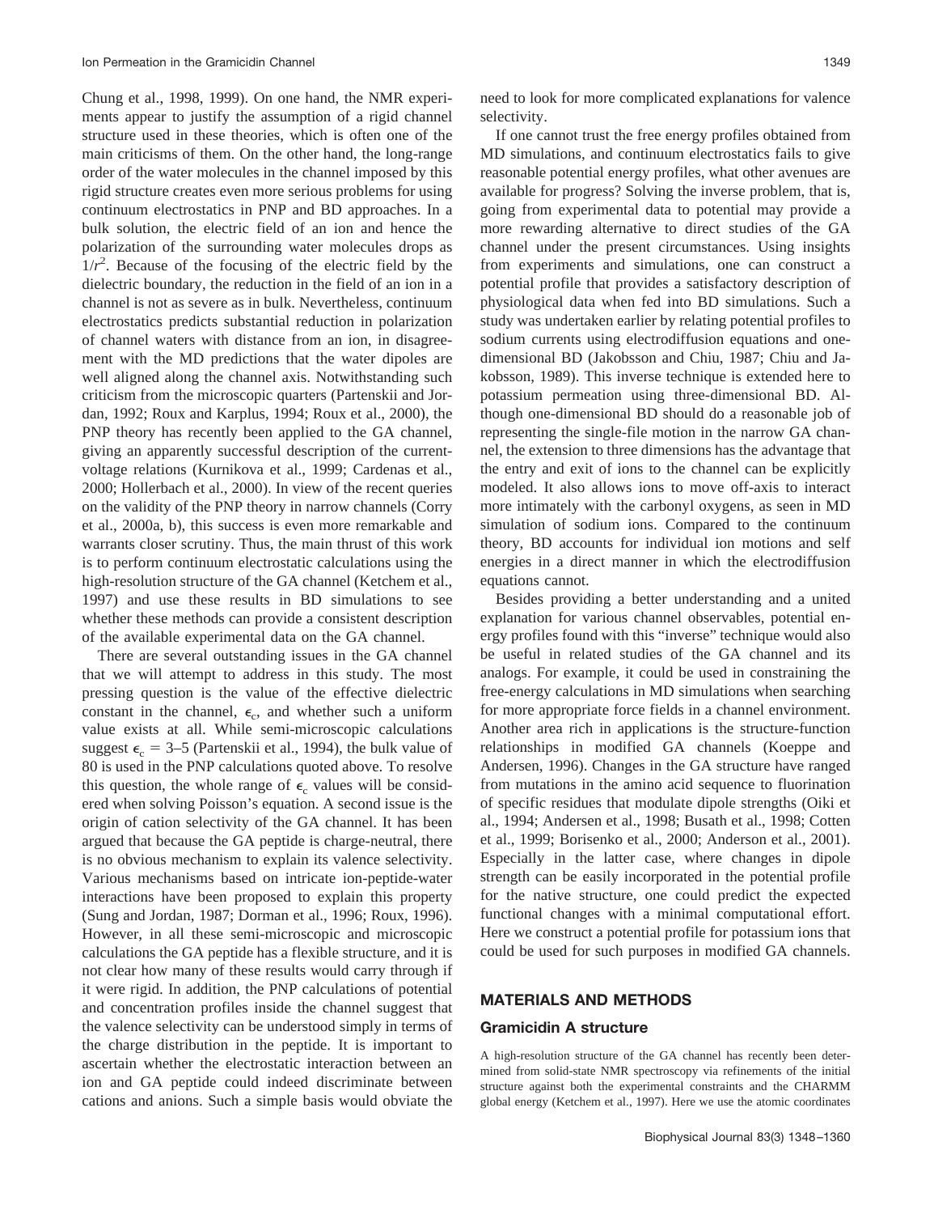Chung et al., 1998, 1999). On one hand, the NMR experiments appear to justify the assumption of a rigid channel structure used in these theories, which is often one of the main criticisms of them. On the other hand, the long-range order of the water molecules in the channel imposed by this rigid structure creates even more serious problems for using continuum electrostatics in PNP and BD approaches. In a bulk solution, the electric field of an ion and hence the polarization of the surrounding water molecules drops as $1/r^2$. Because of the focusing of the electric field by the dielectric boundary, the reduction in the field of an ion in a channel is not as severe as in bulk. Nevertheless, continuum electrostatics predicts substantial reduction in polarization of channel waters with distance from an ion, in disagreement with the MD predictions that the water dipoles are well aligned along the channel axis. Notwithstanding such criticism from the microscopic quarters (Partenskii and Jordan, 1992; Roux and Karplus, 1994; Roux et al., 2000), the PNP theory has recently been applied to the GA channel, giving an apparently successful description of the current-voltage relations (Kurnikova et al., 1999; Cardenas et al., 2000; Hollerbach et al., 2000). In view of the recent queries on the validity of the PNP theory in narrow channels (Corry et al., 2000a, b), this success is even more remarkable and warrants closer scrutiny. Thus, the main thrust of this work is to perform continuum electrostatic calculations using the high-resolution structure of the GA channel (Ketchem et al., 1997) and use these results in BD simulations to see whether these methods can provide a consistent description of the available experimental data on the GA channel.

There are several outstanding issues in the GA channel that we will attempt to address in this study. The most pressing question is the value of the effective dielectric constant in the channel, $\epsilon_c$, and whether such a uniform value exists at all. While semi-microscopic calculations suggest $\epsilon_c = 3$–$5$ (Partenskii et al., 1994), the bulk value of 80 is used in the PNP calculations quoted above. To resolve this question, the whole range of $\epsilon_c$ values will be considered when solving Poisson's equation. A second issue is the origin of cation selectivity of the GA channel. It has been argued that because the GA peptide is charge-neutral, there is no obvious mechanism to explain its valence selectivity. Various mechanisms based on intricate ion-peptide-water interactions have been proposed to explain this property (Sung and Jordan, 1987; Dorman et al., 1996; Roux, 1996). However, in all these semi-microscopic and microscopic calculations the GA peptide has a flexible structure, and it is not clear how many of these results would carry through if it were rigid. In addition, the PNP calculations of potential and concentration profiles inside the channel suggest that the valence selectivity can be understood simply in terms of the charge distribution in the peptide. It is important to ascertain whether the electrostatic interaction between an ion and GA peptide could indeed discriminate between cations and anions. Such a simple basis would obviate the need to look for more complicated explanations for valence selectivity.

If one cannot trust the free energy profiles obtained from MD simulations, and continuum electrostatics fails to give reasonable potential energy profiles, what other avenues are available for progress? Solving the inverse problem, that is, going from experimental data to potential may provide a more rewarding alternative to direct studies of the GA channel under the present circumstances. Using insights from experiments and simulations, one can construct a potential profile that provides a satisfactory description of physiological data when fed into BD simulations. Such a study was undertaken earlier by relating potential profiles to sodium currents using electrodiffusion equations and one-dimensional BD (Jakobsson and Chiu, 1987; Chiu and Jakobsson, 1989). This inverse technique is extended here to potassium permeation using three-dimensional BD. Although one-dimensional BD should do a reasonable job of representing the single-file motion in the narrow GA channel, the extension to three dimensions has the advantage that the entry and exit of ions to the channel can be explicitly modeled. It also allows ions to move off-axis to interact more intimately with the carbonyl oxygens, as seen in MD simulation of sodium ions. Compared to the continuum theory, BD accounts for individual ion motions and self energies in a direct manner in which the electrodiffusion equations cannot.

Besides providing a better understanding and a united explanation for various channel observables, potential energy profiles found with this "inverse" technique would also be useful in related studies of the GA channel and its analogs. For example, it could be used in constraining the free-energy calculations in MD simulations when searching for more appropriate force fields in a channel environment. Another area rich in applications is the structure-function relationships in modified GA channels (Koeppe and Andersen, 1996). Changes in the GA structure have ranged from mutations in the amino acid sequence to fluorination of specific residues that modulate dipole strengths (Oiki et al., 1994; Andersen et al., 1998; Busath et al., 1998; Cotten et al., 1999; Borisenko et al., 2000; Anderson et al., 2001). Especially in the latter case, where changes in dipole strength can be easily incorporated in the potential profile for the native structure, one could predict the expected functional changes with a minimal computational effort. Here we construct a potential profile for potassium ions that could be used for such purposes in modified GA channels.

## MATERIALS AND METHODS

### Gramicidin A structure

A high-resolution structure of the GA channel has recently been determined from solid-state NMR spectroscopy via refinements of the initial structure against both the experimental constraints and the CHARMM global energy (Ketchem et al., 1997). Here we use the atomic coordinates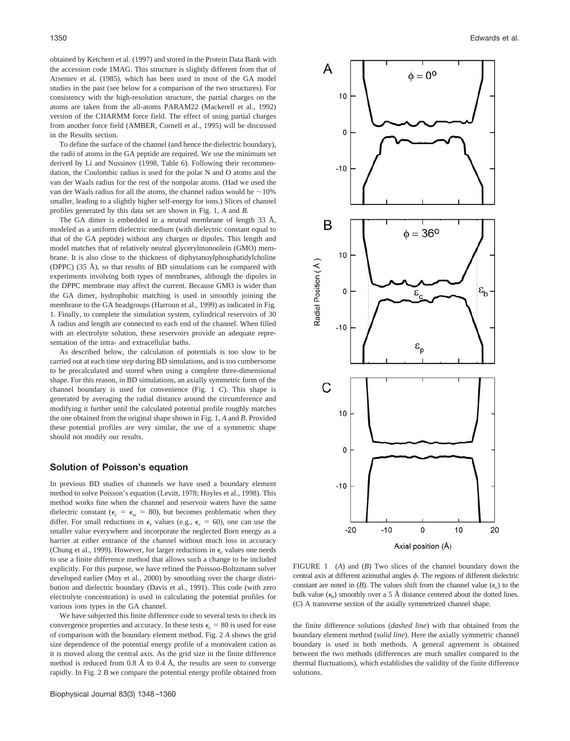obtained by Ketchem et al. (1997) and stored in the Protein Data Bank with the accession code 1MAG. This structure is slightly different from that of Arseniev et al. (1985), which has been used in most of the GA model studies in the past (see below for a comparison of the two structures). For consistency with the high-resolution structure, the partial charges on the atoms are taken from the all-atoms PARAM22 (Mackerell et al., 1992) version of the CHARMM force field. The effect of using partial charges from another force field (AMBER, Cornell et al., 1995) will be discussed in the Results section.

To define the surface of the channel (and hence the dielectric boundary), the radii of atoms in the GA peptide are required. We use the minimum set derived by Li and Nussinov (1998, Table 6). Following their recommendation, the Coulombic radius is used for the polar N and O atoms and the van der Waals radius for the rest of the nonpolar atoms. (Had we used the van der Waals radius for all the atoms, the channel radius would be ~10% smaller, leading to a slightly higher self-energy for ions.) Slices of channel profiles generated by this data set are shown in Fig. 1, *A* and *B*.

The GA dimer is embedded in a neutral membrane of length 33 Å, modeled as a uniform dielectric medium (with dielectric constant equal to that of the GA peptide) without any charges or dipoles. This length and model matches that of relatively neutral glycerylmonoolein (GMO) membrane. It is also close to the thickness of diphytanoylphosphatidylcholine (DPPC) (35 Å), so that results of BD simulations can be compared with experiments involving both types of membranes, although the dipoles in the DPPC membrane may affect the current. Because GMO is wider than the GA dimer, hydrophobic matching is used in smoothly joining the membrane to the GA headgroups (Harroun et al., 1999) as indicated in Fig. 1. Finally, to complete the simulation system, cylindrical reservoirs of 30 Å radius and length are connected to each end of the channel. When filled with an electrolyte solution, these reservoirs provide an adequate representation of the intra- and extracellular baths.

As described below, the calculation of potentials is too slow to be carried out at each time step during BD simulations, and is too cumbersome to be precalculated and stored when using a complete three-dimensional shape. For this reason, in BD simulations, an axially symmetric form of the channel boundary is used for convenience (Fig. 1 *C*). This shape is generated by averaging the radial distance around the circumference and modifying it further until the calculated potential profile roughly matches the one obtained from the original shape shown in Fig. 1, *A* and *B*. Provided these potential profiles are very similar, the use of a symmetric shape should not modify our results.

## Solution of Poisson's equation

In previous BD studies of channels we have used a boundary element method to solve Poisson's equation (Levitt, 1978; Hoyles et al., 1998). This method works fine when the channel and reservoir waters have the same dielectric constant ($\epsilon_c = \epsilon_w = 80$), but becomes problematic when they differ. For small reductions in $\epsilon_c$ values (e.g., $\epsilon_c = 60$), one can use the smaller value everywhere and incorporate the neglected Born energy as a barrier at either entrance of the channel without much loss in accuracy (Chung et al., 1999). However, for larger reductions in $\epsilon_c$ values one needs to use a finite difference method that allows such a change to be included explicitly. For this purpose, we have refined the Poisson-Boltzmann solver developed earlier (Moy et al., 2000) by smoothing over the charge distribution and dielectric boundary (Davis et al., 1991). This code (with zero electrolyte concentration) is used in calculating the potential profiles for various ions types in the GA channel.

We have subjected this finite difference code to several tests to check its convergence properties and accuracy. In these tests $\epsilon_c = 80$ is used for ease of comparison with the boundary element method. Fig. 2 *A* shows the grid size dependence of the potential energy profile of a monovalent cation as it is moved along the central axis. As the grid size in the finite difference method is reduced from 0.8 Å to 0.4 Å, the results are seen to converge rapidly. In Fig. 2 *B* we compare the potential energy profile obtained from the finite difference solutions (*dashed line*) with that obtained from the boundary element method (*solid line*). Here the axially symmetric channel boundary is used in both methods. A general agreement is obtained between the two methods (differences are much smaller compared to the thermal fluctuations), which establishes the validity of the finite difference solutions.

FIGURE 1 (*A*) and (*B*) Two slices of the channel boundary down the central axis at different azimuthal angles $\phi$. The regions of different dielectric constant are noted in (*B*). The values shift from the channel value ($\epsilon_c$) to the bulk value ($\epsilon_b$) smoothly over a 5 Å distance centered about the dotted lines. (*C*) A transverse section of the axially symmetrized channel shape.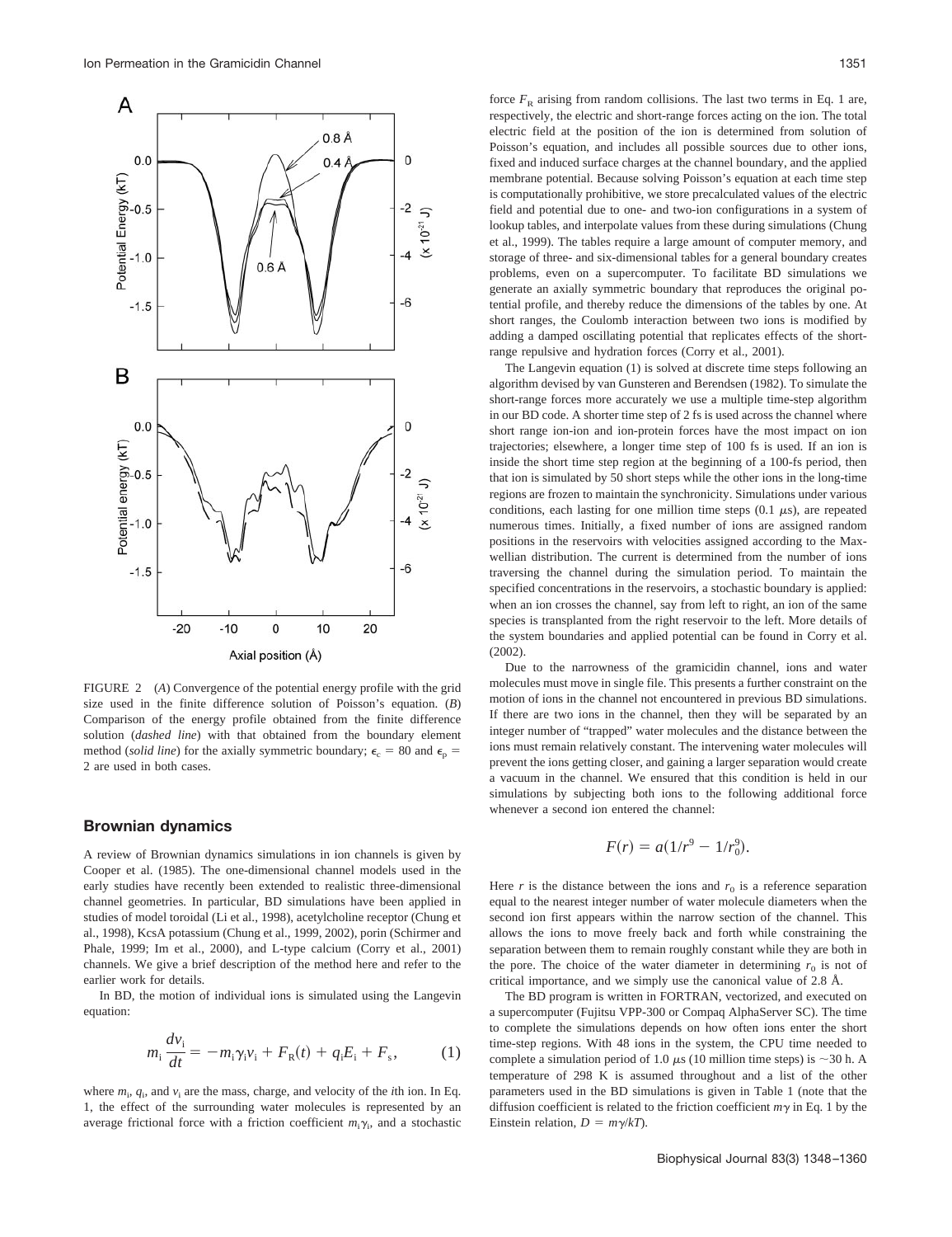FIGURE 2 (*A*) Convergence of the potential energy profile with the grid size used in the finite difference solution of Poisson's equation. (*B*) Comparison of the energy profile obtained from the finite difference solution (*dashed line*) with that obtained from the boundary element method (*solid line*) for the axially symmetric boundary; $\epsilon_c = 80$ and $\epsilon_p = 2$ are used in both cases.

## Brownian dynamics

A review of Brownian dynamics simulations in ion channels is given by Cooper et al. (1985). The one-dimensional channel models used in the early studies have recently been extended to realistic three-dimensional channel geometries. In particular, BD simulations have been applied in studies of model toroidal (Li et al., 1998), acetylcholine receptor (Chung et al., 1998), KcsA potassium (Chung et al., 1999, 2002), porin (Schirmer and Phale, 1999; Im et al., 2000), and L-type calcium (Corry et al., 2001) channels. We give a brief description of the method here and refer to the earlier work for details.

In BD, the motion of individual ions is simulated using the Langevin equation:

$$m_i \frac{dv_i}{dt} = -m_i \gamma_i v_i + F_R(t) + q_i E_i + F_s, \tag{1}$$

where $m_i$, $q_i$, and $v_i$ are the mass, charge, and velocity of the $i$th ion. In Eq. 1, the effect of the surrounding water molecules is represented by an average frictional force with a friction coefficient $m_i \gamma_i$, and a stochastic force $F_R$ arising from random collisions. The last two terms in Eq. 1 are, respectively, the electric and short-range forces acting on the ion. The total electric field at the position of the ion is determined from solution of Poisson's equation, and includes all possible sources due to other ions, fixed and induced surface charges at the channel boundary, and the applied membrane potential. Because solving Poisson's equation at each time step is computationally prohibitive, we store precalculated values of the electric field and potential due to one- and two-ion configurations in a system of lookup tables, and interpolate values from these during simulations (Chung et al., 1999). The tables require a large amount of computer memory, and storage of three- and six-dimensional tables for a general boundary creates problems, even on a supercomputer. To facilitate BD simulations we generate an axially symmetric boundary that reproduces the original potential profile, and thereby reduce the dimensions of the tables by one. At short ranges, the Coulomb interaction between two ions is modified by adding a damped oscillating potential that replicates effects of the short-range repulsive and hydration forces (Corry et al., 2001).

The Langevin equation (1) is solved at discrete time steps following an algorithm devised by van Gunsteren and Berendsen (1982). To simulate the short-range forces more accurately we use a multiple time-step algorithm in our BD code. A shorter time step of 2 fs is used across the channel where short range ion-ion and ion-protein forces have the most impact on ion trajectories; elsewhere, a longer time step of 100 fs is used. If an ion is inside the short time step region at the beginning of a 100-fs period, then that ion is simulated by 50 short steps while the other ions in the long-time regions are frozen to maintain the synchronicity. Simulations under various conditions, each lasting for one million time steps (0.1 $\mu$s), are repeated numerous times. Initially, a fixed number of ions are assigned random positions in the reservoirs with velocities assigned according to the Maxwellian distribution. The current is determined from the number of ions traversing the channel during the simulation period. To maintain the specified concentrations in the reservoirs, a stochastic boundary is applied: when an ion crosses the channel, say from left to right, an ion of the same species is transplanted from the right reservoir to the left. More details of the system boundaries and applied potential can be found in Corry et al. (2002).

Due to the narrowness of the gramicidin channel, ions and water molecules must move in single file. This presents a further constraint on the motion of ions in the channel not encountered in previous BD simulations. If there are two ions in the channel, then they will be separated by an integer number of "trapped" water molecules and the distance between the ions must remain relatively constant. The intervening water molecules will prevent the ions getting closer, and gaining a larger separation would create a vacuum in the channel. We ensured that this condition is held in our simulations by subjecting both ions to the following additional force whenever a second ion entered the channel:

$$F(r) = a(1/r^9 - 1/r_0^9).$$

Here $r$ is the distance between the ions and $r_0$ is a reference separation equal to the nearest integer number of water molecule diameters when the second ion first appears within the narrow section of the channel. This allows the ions to move freely back and forth while constraining the separation between them to remain roughly constant while they are both in the pore. The choice of the water diameter in determining $r_0$ is not of critical importance, and we simply use the canonical value of 2.8 Å.

The BD program is written in FORTRAN, vectorized, and executed on a supercomputer (Fujitsu VPP-300 or Compaq AlphaServer SC). The time to complete the simulations depends on how often ions enter the short time-step regions. With 48 ions in the system, the CPU time needed to complete a simulation period of 1.0 $\mu$s (10 million time steps) is ~30 h. A temperature of 298 K is assumed throughout and a list of the other parameters used in the BD simulations is given in Table 1 (note that the diffusion coefficient is related to the friction coefficient $m\gamma$ in Eq. 1 by the Einstein relation, $D = m\gamma/kT$).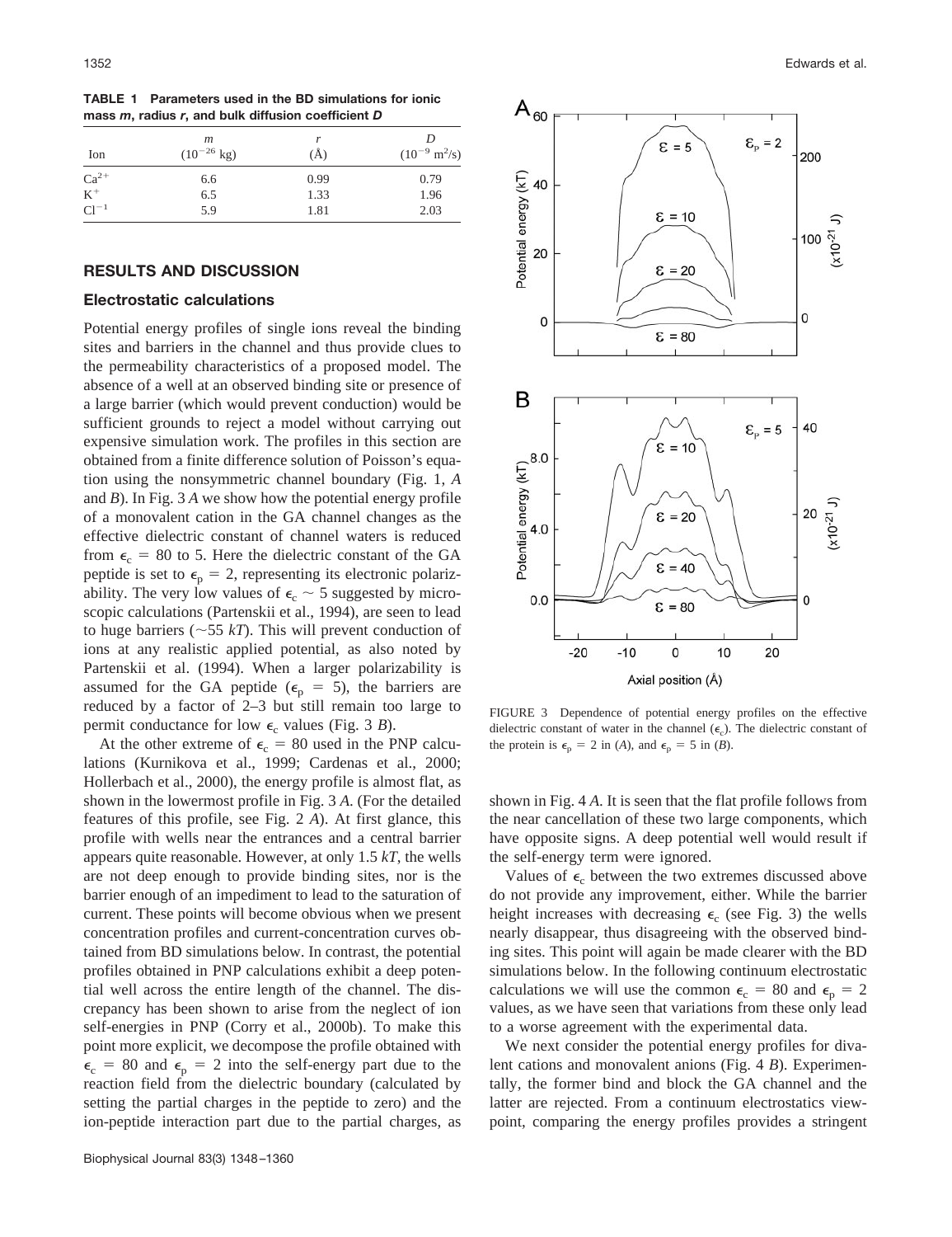**TABLE 1 Parameters used in the BD simulations for ionic mass *m*, radius *r*, and bulk diffusion coefficient *D***

| Ion | $m$ ($10^{-26}$ kg) | $r$ (Å) | $D$ ($10^{-9}$ m$^2$/s) |
|---|---|---|---|
| $Ca^{2+}$ | 6.6 | 0.99 | 0.79 |
| $K^{+}$ | 6.5 | 1.33 | 1.96 |
| $Cl^{-1}$ | 5.9 | 1.81 | 2.03 |

## RESULTS AND DISCUSSION

### Electrostatic calculations

Potential energy profiles of single ions reveal the binding sites and barriers in the channel and thus provide clues to the permeability characteristics of a proposed model. The absence of a well at an observed binding site or presence of a large barrier (which would prevent conduction) would be sufficient grounds to reject a model without carrying out expensive simulation work. The profiles in this section are obtained from a finite difference solution of Poisson's equation using the nonsymmetric channel boundary (Fig. 1, *A* and *B*). In Fig. 3 *A* we show how the potential energy profile of a monovalent cation in the GA channel changes as the effective dielectric constant of channel waters is reduced from $\epsilon_c = 80$ to 5. Here the dielectric constant of the GA peptide is set to $\epsilon_p = 2$, representing its electronic polarizability. The very low values of $\epsilon_c \sim 5$ suggested by microscopic calculations (Partenskii et al., 1994), are seen to lead to huge barriers (~55 *kT*). This will prevent conduction of ions at any realistic applied potential, as also noted by Partenskii et al. (1994). When a larger polarizability is assumed for the GA peptide ($\epsilon_p = 5$), the barriers are reduced by a factor of 2–3 but still remain too large to permit conductance for low $\epsilon_c$ values (Fig. 3 *B*).

At the other extreme of $\epsilon_c = 80$ used in the PNP calculations (Kurnikova et al., 1999; Cardenas et al., 2000; Hollerbach et al., 2000), the energy profile is almost flat, as shown in the lowermost profile in Fig. 3 *A*. (For the detailed features of this profile, see Fig. 2 *A*). At first glance, this profile with wells near the entrances and a central barrier appears quite reasonable. However, at only 1.5 *kT*, the wells are not deep enough to provide binding sites, nor is the barrier enough of an impediment to lead to the saturation of current. These points will become obvious when we present concentration profiles and current-concentration curves obtained from BD simulations below. In contrast, the potential profiles obtained in PNP calculations exhibit a deep potential well across the entire length of the channel. The discrepancy has been shown to arise from the neglect of ion self-energies in PNP (Corry et al., 2000b). To make this point more explicit, we decompose the profile obtained with $\epsilon_c = 80$ and $\epsilon_p = 2$ into the self-energy part due to the reaction field from the dielectric boundary (calculated by setting the partial charges in the peptide to zero) and the ion-peptide interaction part due to the partial charges, as shown in Fig. 4 *A*. It is seen that the flat profile follows from the near cancellation of these two large components, which have opposite signs. A deep potential well would result if the self-energy term were ignored.

FIGURE 3 Dependence of potential energy profiles on the effective dielectric constant of water in the channel ($\epsilon_c$). The dielectric constant of the protein is $\epsilon_p = 2$ in (*A*), and $\epsilon_p = 5$ in (*B*).

Values of $\epsilon_c$ between the two extremes discussed above do not provide any improvement, either. While the barrier height increases with decreasing $\epsilon_c$ (see Fig. 3) the wells nearly disappear, thus disagreeing with the observed binding sites. This point will again be made clearer with the BD simulations below. In the following continuum electrostatic calculations we will use the common $\epsilon_c = 80$ and $\epsilon_p = 2$ values, as we have seen that variations from these only lead to a worse agreement with the experimental data.

We next consider the potential energy profiles for divalent cations and monovalent anions (Fig. 4 *B*). Experimentally, the former bind and block the GA channel and the latter are rejected. From a continuum electrostatics viewpoint, comparing the energy profiles provides a stringent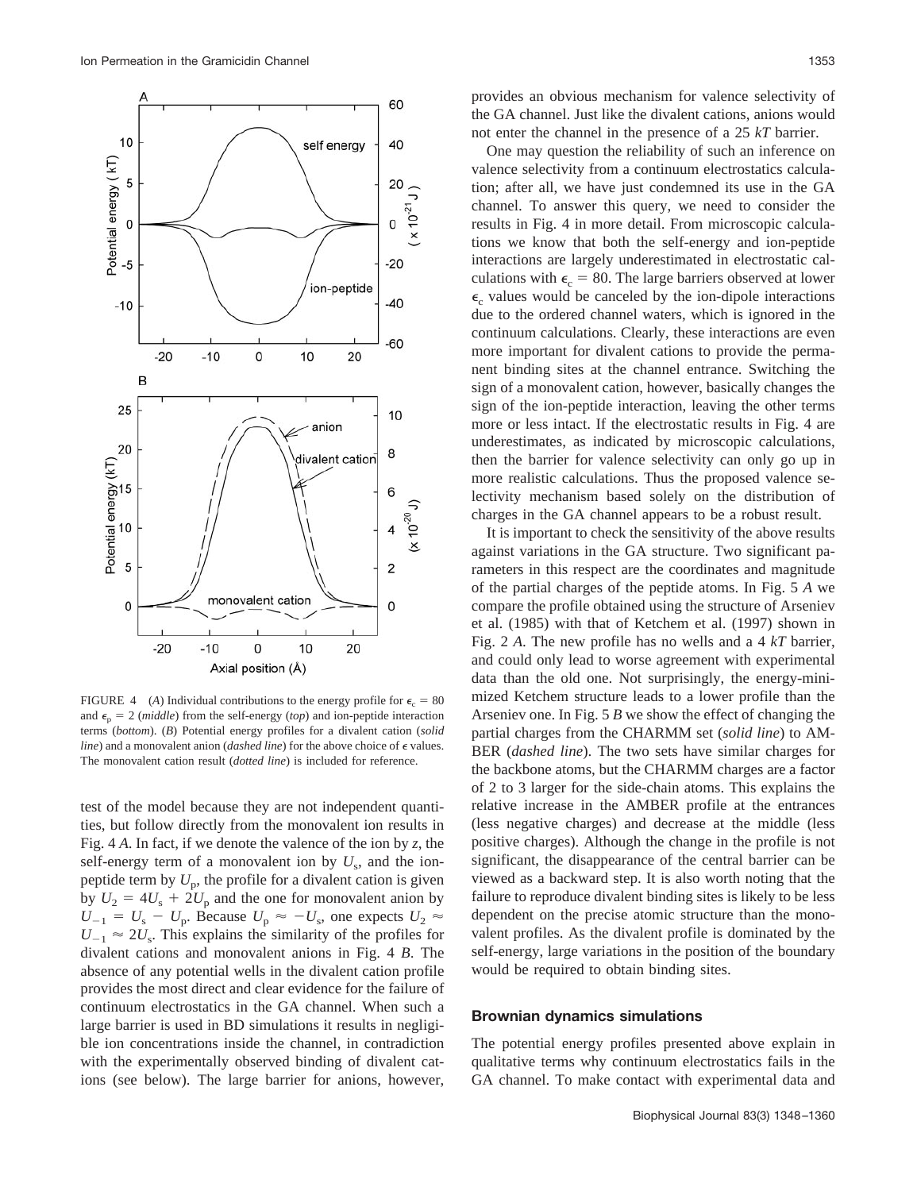FIGURE 4 (*A*) Individual contributions to the energy profile for $\epsilon_c = 80$ and $\epsilon_p = 2$ (*middle*) from the self-energy (*top*) and ion-peptide interaction terms (*bottom*). (*B*) Potential energy profiles for a divalent cation (*solid line*) and a monovalent anion (*dashed line*) for the above choice of $\epsilon$ values. The monovalent cation result (*dotted line*) is included for reference.

test of the model because they are not independent quantities, but follow directly from the monovalent ion results in Fig. 4 *A*. In fact, if we denote the valence of the ion by $z$, the self-energy term of a monovalent ion by $U_s$, and the ion-peptide term by $U_p$, the profile for a divalent cation is given by $U_2 = 4U_s + 2U_p$ and the one for monovalent anion by $U_{-1} = U_s - U_p$. Because $U_p \approx -U_s$, one expects $U_2 \approx U_{-1} \approx 2U_s$. This explains the similarity of the profiles for divalent cations and monovalent anions in Fig. 4 *B*. The absence of any potential wells in the divalent cation profile provides the most direct and clear evidence for the failure of continuum electrostatics in the GA channel. When such a large barrier is used in BD simulations it results in negligible ion concentrations inside the channel, in contradiction with the experimentally observed binding of divalent cations (see below). The large barrier for anions, however, provides an obvious mechanism for valence selectivity of the GA channel. Just like the divalent cations, anions would not enter the channel in the presence of a 25 *kT* barrier.

One may question the reliability of such an inference on valence selectivity from a continuum electrostatics calculation; after all, we have just condemned its use in the GA channel. To answer this query, we need to consider the results in Fig. 4 in more detail. From microscopic calculations we know that both the self-energy and ion-peptide interactions are largely underestimated in electrostatic calculations with $\epsilon_c = 80$. The large barriers observed at lower $\epsilon_c$ values would be canceled by the ion-dipole interactions due to the ordered channel waters, which is ignored in the continuum calculations. Clearly, these interactions are even more important for divalent cations to provide the permanent binding sites at the channel entrance. Switching the sign of a monovalent cation, however, basically changes the sign of the ion-peptide interaction, leaving the other terms more or less intact. If the electrostatic results in Fig. 4 are underestimates, as indicated by microscopic calculations, then the barrier for valence selectivity can only go up in more realistic calculations. Thus the proposed valence selectivity mechanism based solely on the distribution of charges in the GA channel appears to be a robust result.

It is important to check the sensitivity of the above results against variations in the GA structure. Two significant parameters in this respect are the coordinates and magnitude of the partial charges of the peptide atoms. In Fig. 5 *A* we compare the profile obtained using the structure of Arseniev et al. (1985) with that of Ketchem et al. (1997) shown in Fig. 2 *A*. The new profile has no wells and a 4 *kT* barrier, and could only lead to worse agreement with experimental data than the old one. Not surprisingly, the energy-minimized Ketchem structure leads to a lower profile than the Arseniev one. In Fig. 5 *B* we show the effect of changing the partial charges from the CHARMM set (*solid line*) to AMBER (*dashed line*). The two sets have similar charges for the backbone atoms, but the CHARMM charges are a factor of 2 to 3 larger for the side-chain atoms. This explains the relative increase in the AMBER profile at the entrances (less negative charges) and decrease at the middle (less positive charges). Although the change in the profile is not significant, the disappearance of the central barrier can be viewed as a backward step. It is also worth noting that the failure to reproduce divalent binding sites is likely to be less dependent on the precise atomic structure than the monovalent profiles. As the divalent profile is dominated by the self-energy, large variations in the position of the boundary would be required to obtain binding sites.

### Brownian dynamics simulations

The potential energy profiles presented above explain in qualitative terms why continuum electrostatics fails in the GA channel. To make contact with experimental data and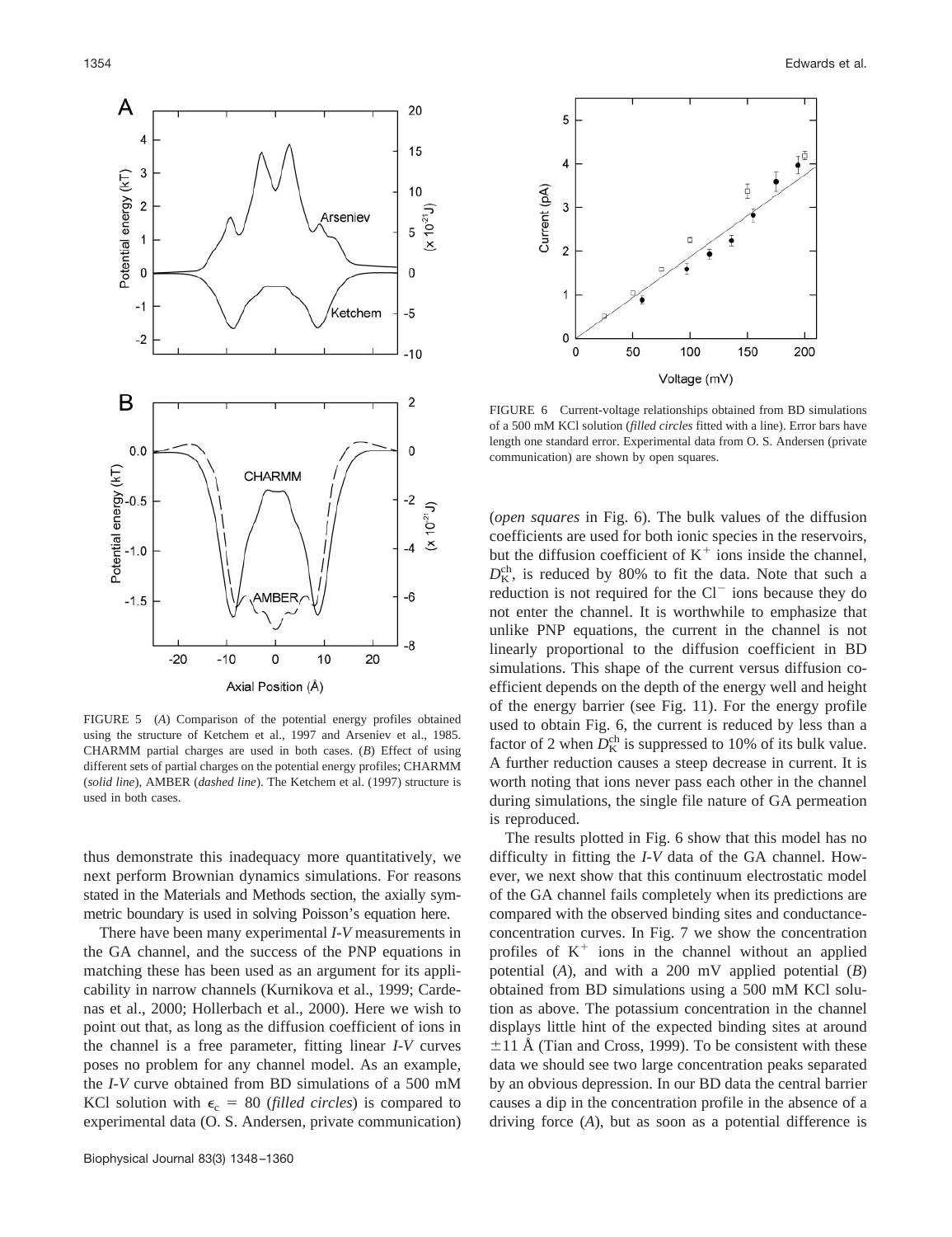FIGURE 5 (*A*) Comparison of the potential energy profiles obtained using the structure of Ketchem et al., 1997 and Arseniev et al., 1985. CHARMM partial charges are used in both cases. (*B*) Effect of using different sets of partial charges on the potential energy profiles; CHARMM (*solid line*), AMBER (*dashed line*). The Ketchem et al. (1997) structure is used in both cases.

FIGURE 6 Current-voltage relationships obtained from BD simulations of a 500 mM KCl solution (*filled circles* fitted with a line). Error bars have length one standard error. Experimental data from O. S. Andersen (private communication) are shown by open squares.

thus demonstrate this inadequacy more quantitatively, we next perform Brownian dynamics simulations. For reasons stated in the Materials and Methods section, the axially symmetric boundary is used in solving Poisson's equation here.

There have been many experimental *I-V* measurements in the GA channel, and the success of the PNP equations in matching these has been used as an argument for its applicability in narrow channels (Kurnikova et al., 1999; Cardenas et al., 2000; Hollerbach et al., 2000). Here we wish to point out that, as long as the diffusion coefficient of ions in the channel is a free parameter, fitting linear *I-V* curves poses no problem for any channel model. As an example, the *I-V* curve obtained from BD simulations of a 500 mM KCl solution with $\epsilon_c = 80$ (*filled circles*) is compared to experimental data (O. S. Andersen, private communication) (*open squares* in Fig. 6). The bulk values of the diffusion coefficients are used for both ionic species in the reservoirs, but the diffusion coefficient of $K^+$ ions inside the channel, $D_K^{ch}$, is reduced by 80% to fit the data. Note that such a reduction is not required for the $Cl^-$ ions because they do not enter the channel. It is worthwhile to emphasize that unlike PNP equations, the current in the channel is not linearly proportional to the diffusion coefficient in BD simulations. This shape of the current versus diffusion coefficient depends on the depth of the energy well and height of the energy barrier (see Fig. 11). For the energy profile used to obtain Fig. 6, the current is reduced by less than a factor of 2 when $D_K^{ch}$ is suppressed to 10% of its bulk value. A further reduction causes a steep decrease in current. It is worth noting that ions never pass each other in the channel during simulations, the single file nature of GA permeation is reproduced.

The results plotted in Fig. 6 show that this model has no difficulty in fitting the *I-V* data of the GA channel. However, we next show that this continuum electrostatic model of the GA channel fails completely when its predictions are compared with the observed binding sites and conductance-concentration curves. In Fig. 7 we show the concentration profiles of $K^+$ ions in the channel without an applied potential (*A*), and with a 200 mV applied potential (*B*) obtained from BD simulations using a 500 mM KCl solution as above. The potassium concentration in the channel displays little hint of the expected binding sites at around ±11 Å (Tian and Cross, 1999). To be consistent with these data we should see two large concentration peaks separated by an obvious depression. In our BD data the central barrier causes a dip in the concentration profile in the absence of a driving force (*A*), but as soon as a potential difference is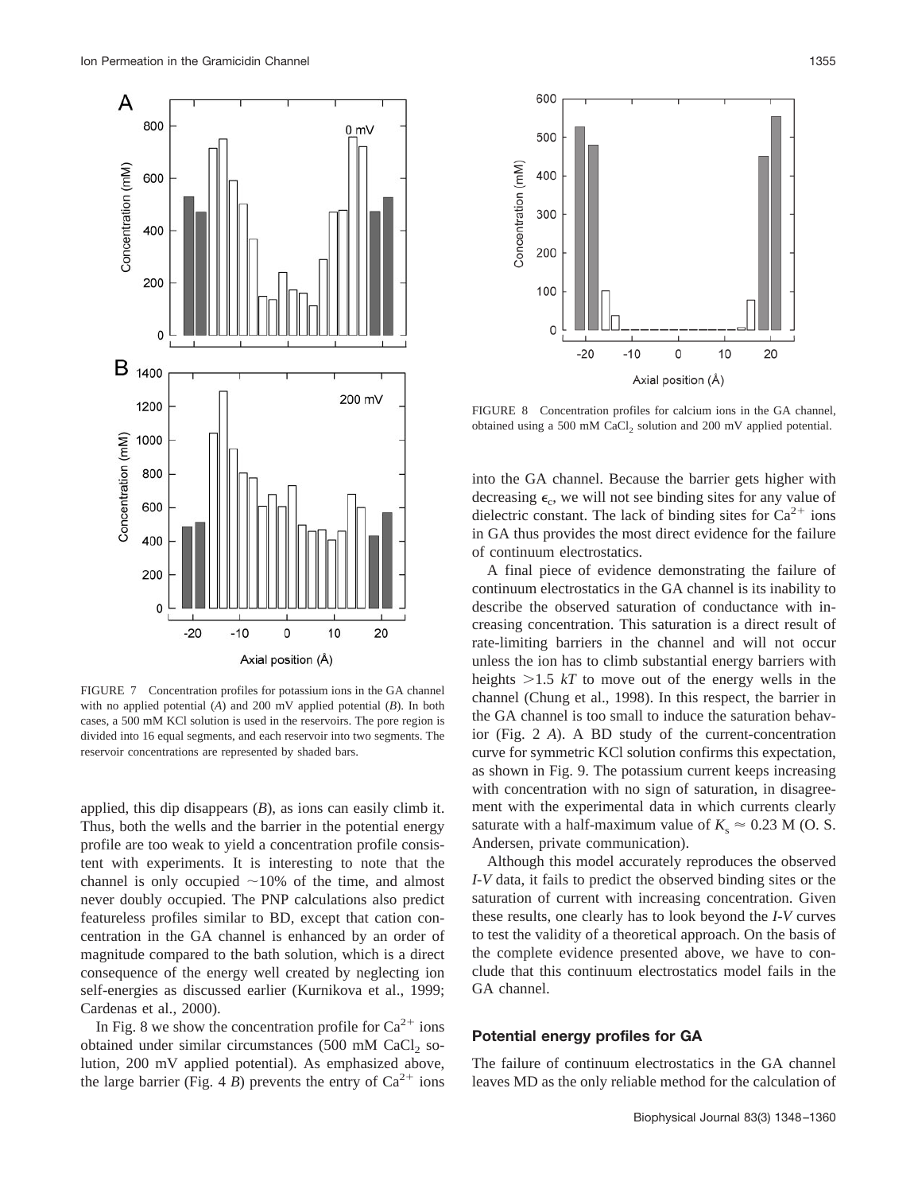FIGURE 7 Concentration profiles for potassium ions in the GA channel with no applied potential (*A*) and 200 mV applied potential (*B*). In both cases, a 500 mM KCl solution is used in the reservoirs. The pore region is divided into 16 equal segments, and each reservoir into two segments. The reservoir concentrations are represented by shaded bars.

applied, this dip disappears (*B*), as ions can easily climb it. Thus, both the wells and the barrier in the potential energy profile are too weak to yield a concentration profile consistent with experiments. It is interesting to note that the channel is only occupied ~10% of the time, and almost never doubly occupied. The PNP calculations also predict featureless profiles similar to BD, except that cation concentration in the GA channel is enhanced by an order of magnitude compared to the bath solution, which is a direct consequence of the energy well created by neglecting ion self-energies as discussed earlier (Kurnikova et al., 1999; Cardenas et al., 2000).

In Fig. 8 we show the concentration profile for $Ca^{2+}$ ions obtained under similar circumstances (500 mM $CaCl_2$ solution, 200 mV applied potential). As emphasized above, the large barrier (Fig. 4 *B*) prevents the entry of $Ca^{2+}$ ions into the GA channel. Because the barrier gets higher with decreasing $\epsilon_c$, we will not see binding sites for any value of dielectric constant. The lack of binding sites for $Ca^{2+}$ ions in GA thus provides the most direct evidence for the failure of continuum electrostatics.

FIGURE 8 Concentration profiles for calcium ions in the GA channel, obtained using a 500 mM $CaCl_2$ solution and 200 mV applied potential.

A final piece of evidence demonstrating the failure of continuum electrostatics in the GA channel is its inability to describe the observed saturation of conductance with increasing concentration. This saturation is a direct result of rate-limiting barriers in the channel and will not occur unless the ion has to climb substantial energy barriers with heights >1.5 $kT$ to move out of the energy wells in the channel (Chung et al., 1998). In this respect, the barrier in the GA channel is too small to induce the saturation behavior (Fig. 2 *A*). A BD study of the current-concentration curve for symmetric KCl solution confirms this expectation, as shown in Fig. 9. The potassium current keeps increasing with concentration with no sign of saturation, in disagreement with the experimental data in which currents clearly saturate with a half-maximum value of $K_s \approx 0.23$ M (O. S. Andersen, private communication).

Although this model accurately reproduces the observed *I-V* data, it fails to predict the observed binding sites or the saturation of current with increasing concentration. Given these results, one clearly has to look beyond the *I-V* curves to test the validity of a theoretical approach. On the basis of the complete evidence presented above, we have to conclude that this continuum electrostatics model fails in the GA channel.

### Potential energy profiles for GA

The failure of continuum electrostatics in the GA channel leaves MD as the only reliable method for the calculation of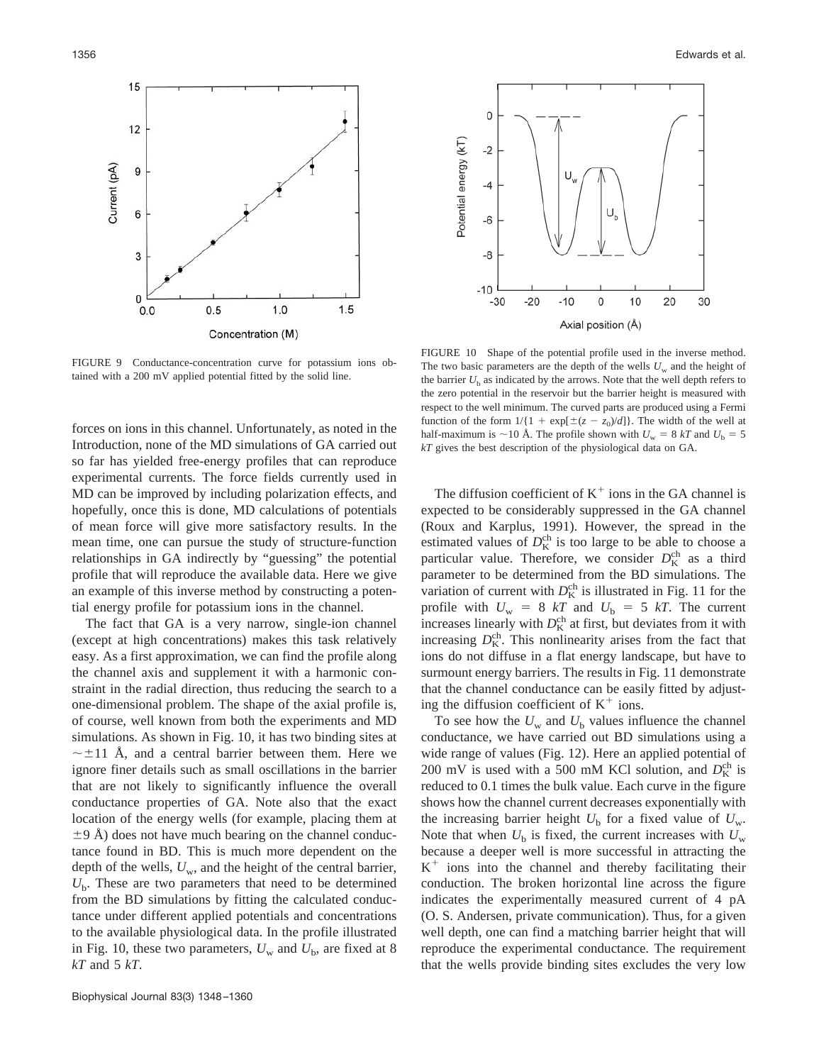15
12
9
6
3
0
Current (pA)
0.0 0.5 1.0 1.5
Concentration (M)

FIGURE 9 Conductance-concentration curve for potassium ions obtained with a 200 mV applied potential fitted by the solid line.

0
-2
-4
-6
-8
-10
Potential energy (kT)
$U_w$
$U_b$
-30 -20 -10 0 10 20 30
Axial position (Å)

FIGURE 10 Shape of the potential profile used in the inverse method. The two basic parameters are the depth of the wells $U_w$ and the height of the barrier $U_b$ as indicated by the arrows. Note that the well depth refers to the zero potential in the reservoir but the barrier height is measured with respect to the well minimum. The curved parts are produced using a Fermi function of the form $1/\{1 + \exp[\pm(z - z_0)/d]\}$. The width of the well at half-maximum is ~10 Å. The profile shown with $U_w = 8\ kT$ and $U_b = 5\ kT$ gives the best description of the physiological data on GA.

forces on ions in this channel. Unfortunately, as noted in the Introduction, none of the MD simulations of GA carried out so far has yielded free-energy profiles that can reproduce experimental currents. The force fields currently used in MD can be improved by including polarization effects, and hopefully, once this is done, MD calculations of potentials of mean force will give more satisfactory results. In the mean time, one can pursue the study of structure-function relationships in GA indirectly by "guessing" the potential profile that will reproduce the available data. Here we give an example of this inverse method by constructing a potential energy profile for potassium ions in the channel.

The fact that GA is a very narrow, single-ion channel (except at high concentrations) makes this task relatively easy. As a first approximation, we can find the profile along the channel axis and supplement it with a harmonic constraint in the radial direction, thus reducing the search to a one-dimensional problem. The shape of the axial profile is, of course, well known from both the experiments and MD simulations. As shown in Fig. 10, it has two binding sites at $\sim\pm 11$ Å, and a central barrier between them. Here we ignore finer details such as small oscillations in the barrier that are not likely to significantly influence the overall conductance properties of GA. Note also that the exact location of the energy wells (for example, placing them at $\pm 9$ Å) does not have much bearing on the channel conductance found in BD. This is much more dependent on the depth of the wells, $U_w$, and the height of the central barrier, $U_b$. These are two parameters that need to be determined from the BD simulations by fitting the calculated conductance under different applied potentials and concentrations to the available physiological data. In the profile illustrated in Fig. 10, these two parameters, $U_w$ and $U_b$, are fixed at 8 $kT$ and 5 $kT$.

The diffusion coefficient of $K^+$ ions in the GA channel is expected to be considerably suppressed in the GA channel (Roux and Karplus, 1991). However, the spread in the estimated values of $D_K^{ch}$ is too large to be able to choose a particular value. Therefore, we consider $D_K^{ch}$ as a third parameter to be determined from the BD simulations. The variation of current with $D_K^{ch}$ is illustrated in Fig. 11 for the profile with $U_w = 8\ kT$ and $U_b = 5\ kT$. The current increases linearly with $D_K^{ch}$ at first, but deviates from it with increasing $D_K^{ch}$. This nonlinearity arises from the fact that ions do not diffuse in a flat energy landscape, but have to surmount energy barriers. The results in Fig. 11 demonstrate that the channel conductance can be easily fitted by adjusting the diffusion coefficient of $K^+$ ions.

To see how the $U_w$ and $U_b$ values influence the channel conductance, we have carried out BD simulations using a wide range of values (Fig. 12). Here an applied potential of 200 mV is used with a 500 mM KCl solution, and $D_K^{ch}$ is reduced to 0.1 times the bulk value. Each curve in the figure shows how the channel current decreases exponentially with the increasing barrier height $U_b$ for a fixed value of $U_w$. Note that when $U_b$ is fixed, the current increases with $U_w$ because a deeper well is more successful in attracting the $K^+$ ions into the channel and thereby facilitating their conduction. The broken horizontal line across the figure indicates the experimentally measured current of 4 pA (O. S. Andersen, private communication). Thus, for a given well depth, one can find a matching barrier height that will reproduce the experimental conductance. The requirement that the wells provide binding sites excludes the very low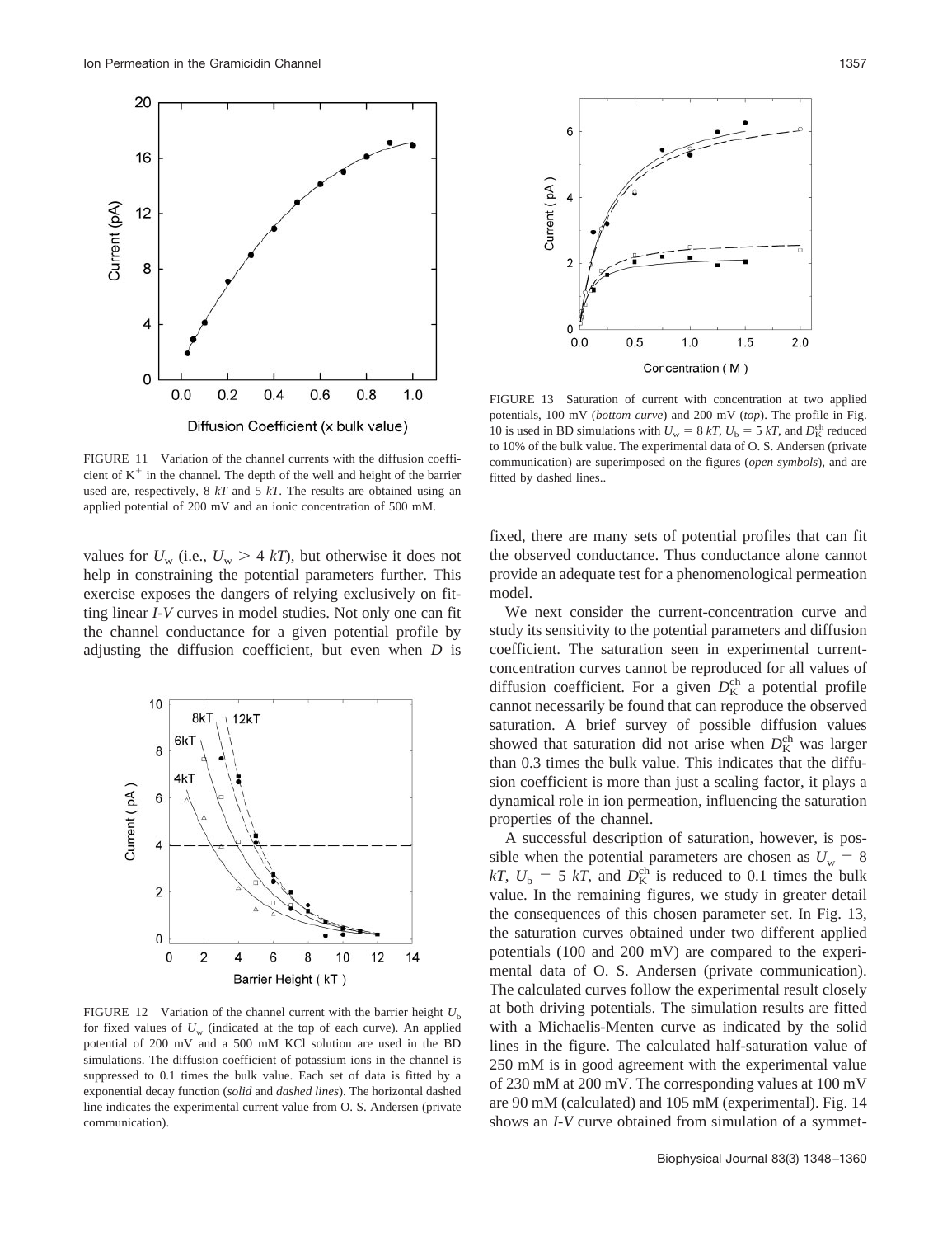FIGURE 11 Variation of the channel currents with the diffusion coefficient of $K^+$ in the channel. The depth of the well and height of the barrier used are, respectively, 8 *kT* and 5 *kT*. The results are obtained using an applied potential of 200 mV and an ionic concentration of 500 mM.

FIGURE 12 Variation of the channel current with the barrier height $U_b$ for fixed values of $U_w$ (indicated at the top of each curve). An applied potential of 200 mV and a 500 mM KCl solution are used in the BD simulations. The diffusion coefficient of potassium ions in the channel is suppressed to 0.1 times the bulk value. Each set of data is fitted by a exponential decay function (*solid* and *dashed lines*). The horizontal dashed line indicates the experimental current value from O. S. Andersen (private communication).

FIGURE 13 Saturation of current with concentration at two applied potentials, 100 mV (*bottom curve*) and 200 mV (*top*). The profile in Fig. 10 is used in BD simulations with $U_w = 8\ kT$, $U_b = 5\ kT$, and $D_K^{ch}$ reduced to 10% of the bulk value. The experimental data of O. S. Andersen (private communication) are superimposed on the figures (*open symbols*), and are fitted by dashed lines..

values for $U_w$ (i.e., $U_w > 4\ kT$), but otherwise it does not help in constraining the potential parameters further. This exercise exposes the dangers of relying exclusively on fitting linear *I-V* curves in model studies. Not only one can fit the channel conductance for a given potential profile by adjusting the diffusion coefficient, but even when *D* is fixed, there are many sets of potential profiles that can fit the observed conductance. Thus conductance alone cannot provide an adequate test for a phenomenological permeation model.

We next consider the current-concentration curve and study its sensitivity to the potential parameters and diffusion coefficient. The saturation seen in experimental current-concentration curves cannot be reproduced for all values of diffusion coefficient. For a given $D_K^{ch}$ a potential profile cannot necessarily be found that can reproduce the observed saturation. A brief survey of possible diffusion values showed that saturation did not arise when $D_K^{ch}$ was larger than 0.3 times the bulk value. This indicates that the diffusion coefficient is more than just a scaling factor, it plays a dynamical role in ion permeation, influencing the saturation properties of the channel.

A successful description of saturation, however, is possible when the potential parameters are chosen as $U_w = 8\ kT$, $U_b = 5\ kT$, and $D_K^{ch}$ is reduced to 0.1 times the bulk value. In the remaining figures, we study in greater detail the consequences of this chosen parameter set. In Fig. 13, the saturation curves obtained under two different applied potentials (100 and 200 mV) are compared to the experimental data of O. S. Andersen (private communication). The calculated curves follow the experimental result closely at both driving potentials. The simulation results are fitted with a Michaelis-Menten curve as indicated by the solid lines in the figure. The calculated half-saturation value of 250 mM is in good agreement with the experimental value of 230 mM at 200 mV. The corresponding values at 100 mV are 90 mM (calculated) and 105 mM (experimental). Fig. 14 shows an *I-V* curve obtained from simulation of a symmet-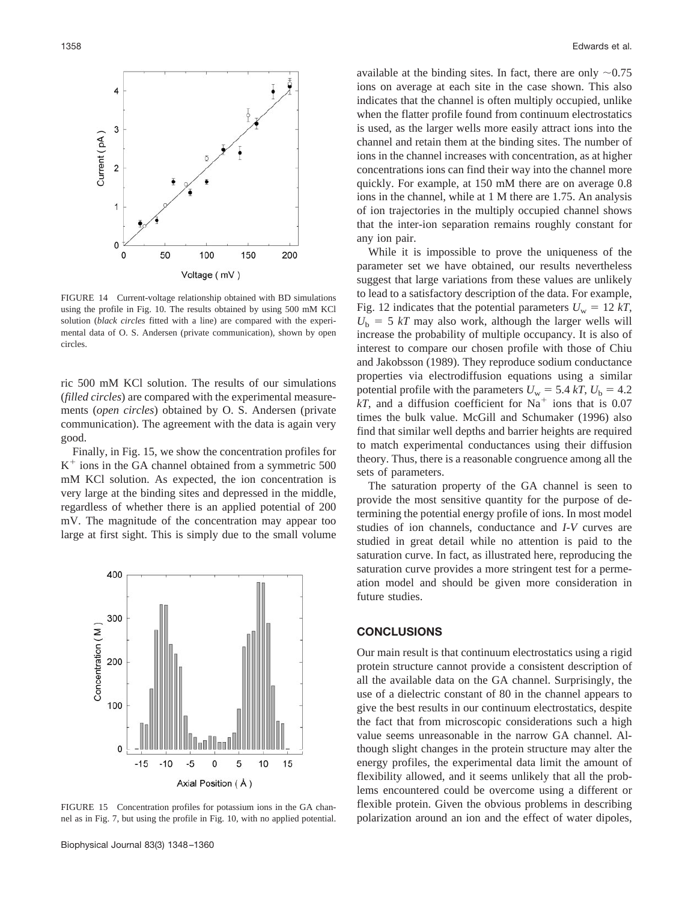FIGURE 14 Current-voltage relationship obtained with BD simulations using the profile in Fig. 10. The results obtained by using 500 mM KCl solution (*black circles* fitted with a line) are compared with the experimental data of O. S. Andersen (private communication), shown by open circles.

ric 500 mM KCl solution. The results of our simulations (*filled circles*) are compared with the experimental measurements (*open circles*) obtained by O. S. Andersen (private communication). The agreement with the data is again very good.

Finally, in Fig. 15, we show the concentration profiles for $K^+$ ions in the GA channel obtained from a symmetric 500 mM KCl solution. As expected, the ion concentration is very large at the binding sites and depressed in the middle, regardless of whether there is an applied potential of 200 mV. The magnitude of the concentration may appear too large at first sight. This is simply due to the small volume available at the binding sites. In fact, there are only ~0.75 ions on average at each site in the case shown. This also indicates that the channel is often multiply occupied, unlike when the flatter profile found from continuum electrostatics is used, as the larger wells more easily attract ions into the channel and retain them at the binding sites. The number of ions in the channel increases with concentration, as at higher concentrations ions can find their way into the channel more quickly. For example, at 150 mM there are on average 0.8 ions in the channel, while at 1 M there are 1.75. An analysis of ion trajectories in the multiply occupied channel shows that the inter-ion separation remains roughly constant for any ion pair.

FIGURE 15 Concentration profiles for potassium ions in the GA channel as in Fig. 7, but using the profile in Fig. 10, with no applied potential.

While it is impossible to prove the uniqueness of the parameter set we have obtained, our results nevertheless suggest that large variations from these values are unlikely to lead to a satisfactory description of the data. For example, Fig. 12 indicates that the potential parameters $U_w = 12\ kT$, $U_b = 5\ kT$ may also work, although the larger wells will increase the probability of multiple occupancy. It is also of interest to compare our chosen profile with those of Chiu and Jakobsson (1989). They reproduce sodium conductance properties via electrodiffusion equations using a similar potential profile with the parameters $U_w = 5.4\ kT$, $U_b = 4.2\ kT$, and a diffusion coefficient for $Na^+$ ions that is 0.07 times the bulk value. McGill and Schumaker (1996) also find that similar well depths and barrier heights are required to match experimental conductances using their diffusion theory. Thus, there is a reasonable congruence among all the sets of parameters.

The saturation property of the GA channel is seen to provide the most sensitive quantity for the purpose of determining the potential energy profile of ions. In most model studies of ion channels, conductance and *I-V* curves are studied in great detail while no attention is paid to the saturation curve. In fact, as illustrated here, reproducing the saturation curve provides a more stringent test for a permeation model and should be given more consideration in future studies.

## CONCLUSIONS

Our main result is that continuum electrostatics using a rigid protein structure cannot provide a consistent description of all the available data on the GA channel. Surprisingly, the use of a dielectric constant of 80 in the channel appears to give the best results in our continuum electrostatics, despite the fact that from microscopic considerations such a high value seems unreasonable in the narrow GA channel. Although slight changes in the protein structure may alter the energy profiles, the experimental data limit the amount of flexibility allowed, and it seems unlikely that all the problems encountered could be overcome using a different or flexible protein. Given the obvious problems in describing polarization around an ion and the effect of water dipoles,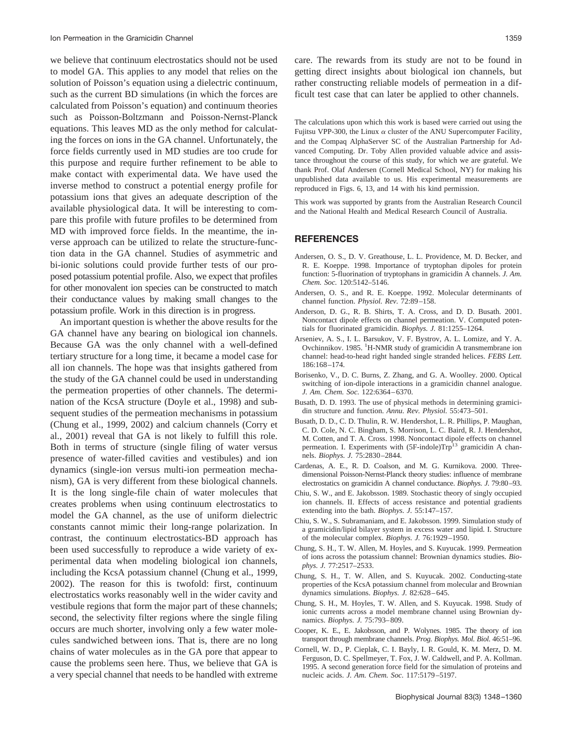we believe that continuum electrostatics should not be used to model GA. This applies to any model that relies on the solution of Poisson's equation using a dielectric continuum, such as the current BD simulations (in which the forces are calculated from Poisson's equation) and continuum theories such as Poisson-Boltzmann and Poisson-Nernst-Planck equations. This leaves MD as the only method for calculating the forces on ions in the GA channel. Unfortunately, the force fields currently used in MD studies are too crude for this purpose and require further refinement to be able to make contact with experimental data. We have used the inverse method to construct a potential energy profile for potassium ions that gives an adequate description of the available physiological data. It will be interesting to compare this profile with future profiles to be determined from MD with improved force fields. In the meantime, the inverse approach can be utilized to relate the structure-function data in the GA channel. Studies of asymmetric and bi-ionic solutions could provide further tests of our proposed potassium potential profile. Also, we expect that profiles for other monovalent ion species can be constructed to match their conductance values by making small changes to the potassium profile. Work in this direction is in progress.

An important question is whether the above results for the GA channel have any bearing on biological ion channels. Because GA was the only channel with a well-defined tertiary structure for a long time, it became a model case for all ion channels. The hope was that insights gathered from the study of the GA channel could be used in understanding the permeation properties of other channels. The determination of the KcsA structure (Doyle et al., 1998) and subsequent studies of the permeation mechanisms in potassium (Chung et al., 1999, 2002) and calcium channels (Corry et al., 2001) reveal that GA is not likely to fulfill this role. Both in terms of structure (single filing of water versus presence of water-filled cavities and vestibules) and ion dynamics (single-ion versus multi-ion permeation mechanism), GA is very different from these biological channels. It is the long single-file chain of water molecules that creates problems when using continuum electrostatics to model the GA channel, as the use of uniform dielectric constants cannot mimic their long-range polarization. In contrast, the continuum electrostatics-BD approach has been used successfully to reproduce a wide variety of experimental data when modeling biological ion channels, including the KcsA potassium channel (Chung et al., 1999, 2002). The reason for this is twofold: first, continuum electrostatics works reasonably well in the wider cavity and vestibule regions that form the major part of these channels; second, the selectivity filter regions where the single filing occurs are much shorter, involving only a few water molecules sandwiched between ions. That is, there are no long chains of water molecules as in the GA pore that appear to cause the problems seen here. Thus, we believe that GA is a very special channel that needs to be handled with extreme care. The rewards from its study are not to be found in getting direct insights about biological ion channels, but rather constructing reliable models of permeation in a difficult test case that can later be applied to other channels.

The calculations upon which this work is based were carried out using the Fujitsu VPP-300, the Linux $\alpha$ cluster of the ANU Supercomputer Facility, and the Compaq AlphaServer SC of the Australian Partnership for Advanced Computing. Dr. Toby Allen provided valuable advice and assistance throughout the course of this study, for which we are grateful. We thank Prof. Olaf Andersen (Cornell Medical School, NY) for making his unpublished data available to us. His experimental measurements are reproduced in Figs. 6, 13, and 14 with his kind permission.

This work was supported by grants from the Australian Research Council and the National Health and Medical Research Council of Australia.

## REFERENCES

Andersen, O. S., D. V. Greathouse, L. L. Providence, M. D. Becker, and R. E. Koeppe. 1998. Importance of tryptophan dipoles for protein function: 5-fluorination of tryptophans in gramicidin A channels. *J. Am. Chem. Soc.* 120:5142–5146.

Andersen, O. S., and R. E. Koeppe. 1992. Molecular determinants of channel function. *Physiol. Rev.* 72:89–158.

Anderson, D. G., R. B. Shirts, T. A. Cross, and D. D. Busath. 2001. Noncontact dipole effects on channel permeation. V. Computed potentials for fluorinated gramicidin. *Biophys. J.* 81:1255–1264.

Arseniev, A. S., I. L. Barsukov, V. F. Bystrov, A. L. Lomize, and Y. A. Ovchinnikov. 1985. $^1$H-NMR study of gramicidin A transmembrane ion channel: head-to-head right handed single stranded helices. *FEBS Lett.* 186:168–174.

Borisenko, V., D. C. Burns, Z. Zhang, and G. A. Woolley. 2000. Optical switching of ion-dipole interactions in a gramicidin channel analogue. *J. Am. Chem. Soc.* 122:6364–6370.

Busath, D. D. 1993. The use of physical methods in determining gramicidin structure and function. *Annu. Rev. Physiol.* 55:473–501.

Busath, D. D., C. D. Thulin, R. W. Hendershot, L. R. Phillips, P. Maughan, C. D. Cole, N. C. Bingham, S. Morrison, L. C. Baird, R. J. Hendershot, M. Cotten, and T. A. Cross. 1998. Noncontact dipole effects on channel permeation. I. Experiments with (5F-indole)Trp$^{13}$ gramicidin A channels. *Biophys. J.* 75:2830–2844.

Cardenas, A. E., R. D. Coalson, and M. G. Kurnikova. 2000. Three-dimensional Poisson-Nernst-Planck theory studies: influence of membrane electrostatics on gramicidin A channel conductance. *Biophys. J.* 79:80–93.

Chiu, S. W., and E. Jakobsson. 1989. Stochastic theory of singly occupied ion channels. II. Effects of access resistance and potential gradients extending into the bath. *Biophys. J.* 55:147–157.

Chiu, S. W., S. Subramaniam, and E. Jakobsson. 1999. Simulation study of a gramicidin/lipid bilayer system in excess water and lipid. I. Structure of the molecular complex. *Biophys. J.* 76:1929–1950.

Chung, S. H., T. W. Allen, M. Hoyles, and S. Kuyucak. 1999. Permeation of ions across the potassium channel: Brownian dynamics studies. *Biophys. J.* 77:2517–2533.

Chung, S. H., T. W. Allen, and S. Kuyucak. 2002. Conducting-state properties of the KcsA potassium channel from molecular and Brownian dynamics simulations. *Biophys. J.* 82:628–645.

Chung, S. H., M. Hoyles, T. W. Allen, and S. Kuyucak. 1998. Study of ionic currents across a model membrane channel using Brownian dynamics. *Biophys. J.* 75:793–809.

Cooper, K. E., E. Jakobsson, and P. Wolynes. 1985. The theory of ion transport through membrane channels. *Prog. Biophys. Mol. Biol.* 46:51–96.

Cornell, W. D., P. Cieplak, C. I. Bayly, I. R. Gould, K. M. Merz, D. M. Ferguson, D. C. Spellmeyer, T. Fox, J. W. Caldwell, and P. A. Kollman. 1995. A second generation force field for the simulation of proteins and nucleic acids. *J. Am. Chem. Soc.* 117:5179–5197.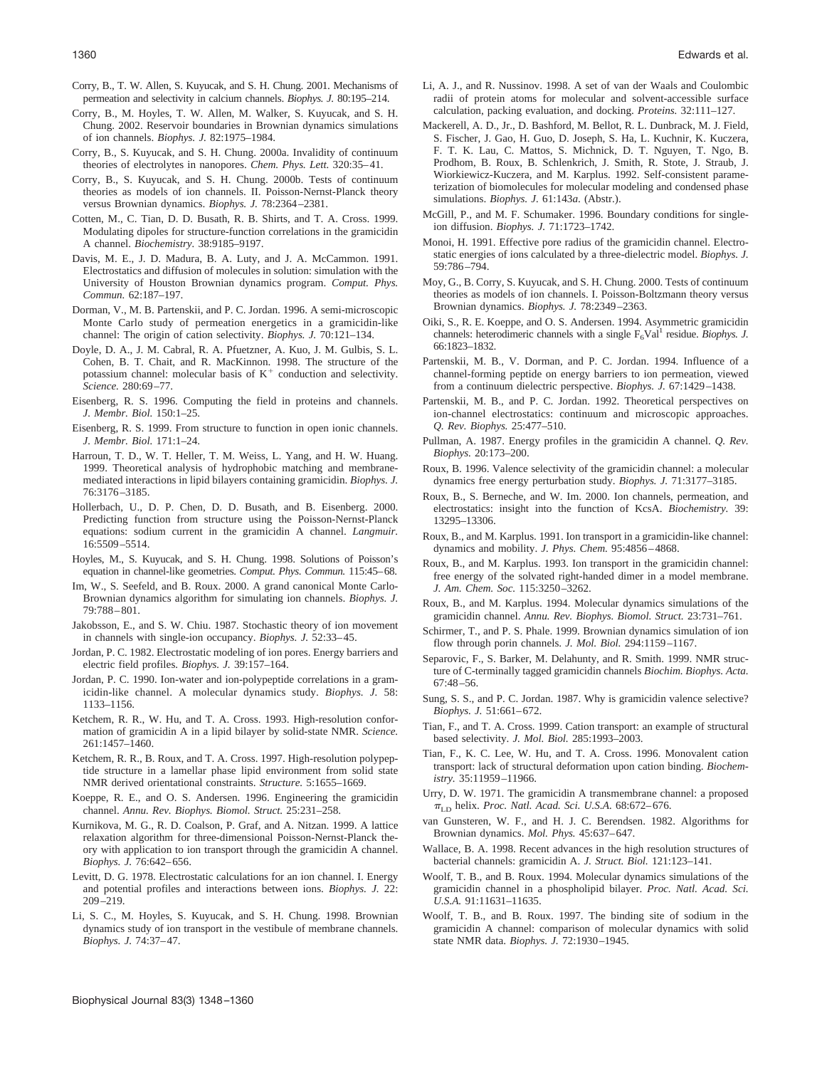Corry, B., T. W. Allen, S. Kuyucak, and S. H. Chung. 2001. Mechanisms of permeation and selectivity in calcium channels. *Biophys. J.* 80:195–214.

Corry, B., M. Hoyles, T. W. Allen, M. Walker, S. Kuyucak, and S. H. Chung. 2002. Reservoir boundaries in Brownian dynamics simulations of ion channels. *Biophys. J.* 82:1975–1984.

Corry, B., S. Kuyucak, and S. H. Chung. 2000a. Invalidity of continuum theories of electrolytes in nanopores. *Chem. Phys. Lett.* 320:35–41.

Corry, B., S. Kuyucak, and S. H. Chung. 2000b. Tests of continuum theories as models of ion channels. II. Poisson-Nernst-Planck theory versus Brownian dynamics. *Biophys. J.* 78:2364–2381.

Cotten, M., C. Tian, D. D. Busath, R. B. Shirts, and T. A. Cross. 1999. Modulating dipoles for structure-function correlations in the gramicidin A channel. *Biochemistry.* 38:9185–9197.

Davis, M. E., J. D. Madura, B. A. Luty, and J. A. McCammon. 1991. Electrostatics and diffusion of molecules in solution: simulation with the University of Houston Brownian dynamics program. *Comput. Phys. Commun.* 62:187–197.

Dorman, V., M. B. Partenskii, and P. C. Jordan. 1996. A semi-microscopic Monte Carlo study of permeation energetics in a gramicidin-like channel: The origin of cation selectivity. *Biophys. J.* 70:121–134.

Doyle, D. A., J. M. Cabral, R. A. Pfuetzner, A. Kuo, J. M. Gulbis, S. L. Cohen, B. T. Chait, and R. MacKinnon. 1998. The structure of the potassium channel: molecular basis of $K^+$ conduction and selectivity. *Science.* 280:69–77.

Eisenberg, R. S. 1996. Computing the field in proteins and channels. *J. Membr. Biol.* 150:1–25.

Eisenberg, R. S. 1999. From structure to function in open ionic channels. *J. Membr. Biol.* 171:1–24.

Harroun, T. D., W. T. Heller, T. M. Weiss, L. Yang, and H. W. Huang. 1999. Theoretical analysis of hydrophobic matching and membrane-mediated interactions in lipid bilayers containing gramicidin. *Biophys. J.* 76:3176–3185.

Hollerbach, U., D. P. Chen, D. D. Busath, and B. Eisenberg. 2000. Predicting function from structure using the Poisson-Nernst-Planck equations: sodium current in the gramicidin A channel. *Langmuir.* 16:5509–5514.

Hoyles, M., S. Kuyucak, and S. H. Chung. 1998. Solutions of Poisson's equation in channel-like geometries. *Comput. Phys. Commun.* 115:45–68.

Im, W., S. Seefeld, and B. Roux. 2000. A grand canonical Monte Carlo-Brownian dynamics algorithm for simulating ion channels. *Biophys. J.* 79:788–801.

Jakobsson, E., and S. W. Chiu. 1987. Stochastic theory of ion movement in channels with single-ion occupancy. *Biophys. J.* 52:33–45.

Jordan, P. C. 1982. Electrostatic modeling of ion pores. Energy barriers and electric field profiles. *Biophys. J.* 39:157–164.

Jordan, P. C. 1990. Ion-water and ion-polypeptide correlations in a gramicidin-like channel. A molecular dynamics study. *Biophys. J.* 58: 1133–1156.

Ketchem, R. R., W. Hu, and T. A. Cross. 1993. High-resolution conformation of gramicidin A in a lipid bilayer by solid-state NMR. *Science.* 261:1457–1460.

Ketchem, R. R., B. Roux, and T. A. Cross. 1997. High-resolution polypeptide structure in a lamellar phase lipid environment from solid state NMR derived orientational constraints. *Structure.* 5:1655–1669.

Koeppe, R. E., and O. S. Andersen. 1996. Engineering the gramicidin channel. *Annu. Rev. Biophys. Biomol. Struct.* 25:231–258.

Kurnikova, M. G., R. D. Coalson, P. Graf, and A. Nitzan. 1999. A lattice relaxation algorithm for three-dimensional Poisson-Nernst-Planck theory with application to ion transport through the gramicidin A channel. *Biophys. J.* 76:642–656.

Levitt, D. G. 1978. Electrostatic calculations for an ion channel. I. Energy and potential profiles and interactions between ions. *Biophys. J.* 22: 209–219.

Li, S. C., M. Hoyles, S. Kuyucak, and S. H. Chung. 1998. Brownian dynamics study of ion transport in the vestibule of membrane channels. *Biophys. J.* 74:37–47.

Li, A. J., and R. Nussinov. 1998. A set of van der Waals and Coulombic radii of protein atoms for molecular and solvent-accessible surface calculation, packing evaluation, and docking. *Proteins.* 32:111–127.

Mackerell, A. D., Jr., D. Bashford, M. Bellot, R. L. Dunbrack, M. J. Field, S. Fischer, J. Gao, H. Guo, D. Joseph, S. Ha, L. Kuchnir, K. Kuczera, F. T. K. Lau, C. Mattos, S. Michnick, D. T. Nguyen, T. Ngo, B. Prodhom, B. Roux, B. Schlenkrich, J. Smith, R. Stote, J. Straub, J. Wiorkiewicz-Kuczera, and M. Karplus. 1992. Self-consistent parameterization of biomolecules for molecular modeling and condensed phase simulations. *Biophys. J.* 61:143*a*. (Abstr.).

McGill, P., and M. F. Schumaker. 1996. Boundary conditions for single-ion diffusion. *Biophys. J.* 71:1723–1742.

Monoi, H. 1991. Effective pore radius of the gramicidin channel. Electrostatic energies of ions calculated by a three-dielectric model. *Biophys. J.* 59:786–794.

Moy, G., B. Corry, S. Kuyucak, and S. H. Chung. 2000. Tests of continuum theories as models of ion channels. I. Poisson-Boltzmann theory versus Brownian dynamics. *Biophys. J.* 78:2349–2363.

Oiki, S., R. E. Koeppe, and O. S. Andersen. 1994. Asymmetric gramicidin channels: heterodimeric channels with a single $F_6Val^1$ residue. *Biophys. J.* 66:1823–1832.

Partenskii, M. B., V. Dorman, and P. C. Jordan. 1994. Influence of a channel-forming peptide on energy barriers to ion permeation, viewed from a continuum dielectric perspective. *Biophys. J.* 67:1429–1438.

Partenskii, M. B., and P. C. Jordan. 1992. Theoretical perspectives on ion-channel electrostatics: continuum and microscopic approaches. *Q. Rev. Biophys.* 25:477–510.

Pullman, A. 1987. Energy profiles in the gramicidin A channel. *Q. Rev. Biophys.* 20:173–200.

Roux, B. 1996. Valence selectivity of the gramicidin channel: a molecular dynamics free energy perturbation study. *Biophys. J.* 71:3177–3185.

Roux, B., S. Berneche, and W. Im. 2000. Ion channels, permeation, and electrostatics: insight into the function of KcsA. *Biochemistry.* 39: 13295–13306.

Roux, B., and M. Karplus. 1991. Ion transport in a gramicidin-like channel: dynamics and mobility. *J. Phys. Chem.* 95:4856–4868.

Roux, B., and M. Karplus. 1993. Ion transport in the gramicidin channel: free energy of the solvated right-handed dimer in a model membrane. *J. Am. Chem. Soc.* 115:3250–3262.

Roux, B., and M. Karplus. 1994. Molecular dynamics simulations of the gramicidin channel. *Annu. Rev. Biophys. Biomol. Struct.* 23:731–761.

Schirmer, T., and P. S. Phale. 1999. Brownian dynamics simulation of ion flow through porin channels. *J. Mol. Biol.* 294:1159–1167.

Separovic, F., S. Barker, M. Delahunty, and R. Smith. 1999. NMR structure of C-terminally tagged gramicidin channels *Biochim. Biophys. Acta.* 67:48–56.

Sung, S. S., and P. C. Jordan. 1987. Why is gramicidin valence selective? *Biophys. J.* 51:661–672.

Tian, F., and T. A. Cross. 1999. Cation transport: an example of structural based selectivity. *J. Mol. Biol.* 285:1993–2003.

Tian, F., K. C. Lee, W. Hu, and T. A. Cross. 1996. Monovalent cation transport: lack of structural deformation upon cation binding. *Biochemistry.* 35:11959–11966.

Urry, D. W. 1971. The gramicidin A transmembrane channel: a proposed $\pi_{LD}$ helix. *Proc. Natl. Acad. Sci. U.S.A.* 68:672–676.

van Gunsteren, W. F., and H. J. C. Berendsen. 1982. Algorithms for Brownian dynamics. *Mol. Phys.* 45:637–647.

Wallace, B. A. 1998. Recent advances in the high resolution structures of bacterial channels: gramicidin A. *J. Struct. Biol.* 121:123–141.

Woolf, T. B., and B. Roux. 1994. Molecular dynamics simulations of the gramicidin channel in a phospholipid bilayer. *Proc. Natl. Acad. Sci. U.S.A.* 91:11631–11635.

Woolf, T. B., and B. Roux. 1997. The binding site of sodium in the gramicidin A channel: comparison of molecular dynamics with solid state NMR data. *Biophys. J.* 72:1930–1945.